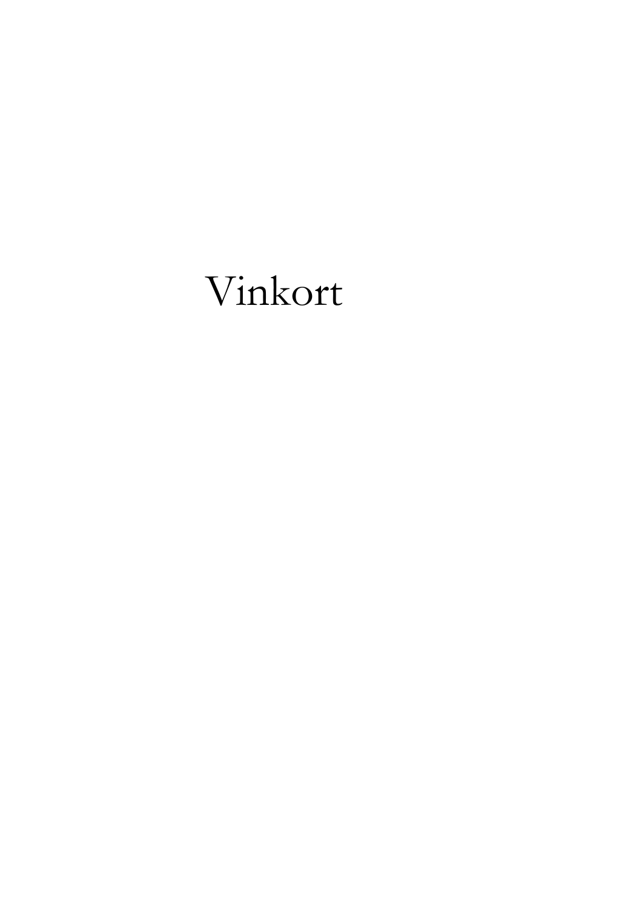# Vinkort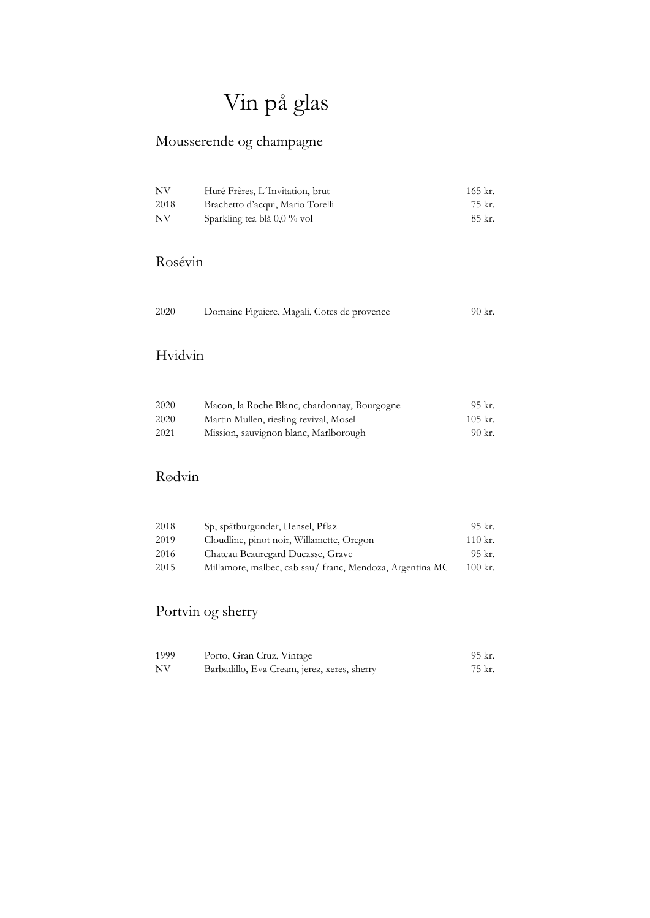# Vin på glas

## Mousserende og champagne

| | | |
|---|---|---|
| NV | Huré Frères, L´Invitation, brut | 165 kr. |
| 2018 | Brachetto d'acqui, Mario Torelli | 75 kr. |
| NV | Sparkling tea blå 0,0 % vol | 85 kr. |

## Rosévin

| | | |
|---|---|---|
| 2020 | Domaine Figuiere, Magali, Cotes de provence | 90 kr. |

## Hvidvin

| | | |
|---|---|---|
| 2020 | Macon, la Roche Blanc, chardonnay, Bourgogne | 95 kr. |
| 2020 | Martin Mullen, riesling revival, Mosel | 105 kr. |
| 2021 | Mission, sauvignon blanc, Marlborough | 90 kr. |

## Rødvin

| | | |
|---|---|---|
| 2018 | Sp, spätburgunder, Hensel, Pflaz | 95 kr. |
| 2019 | Cloudline, pinot noir, Willamette, Oregon | 110 kr. |
| 2016 | Chateau Beauregard Ducasse, Grave | 95 kr. |
| 2015 | Millamore, malbec, cab sau/ franc, Mendoza, Argentina MC | 100 kr. |

## Portvin og sherry

| | | |
|---|---|---|
| 1999 | Porto, Gran Cruz, Vintage | 95 kr. |
| NV | Barbadillo, Eva Cream, jerez, xeres, sherry | 75 kr. |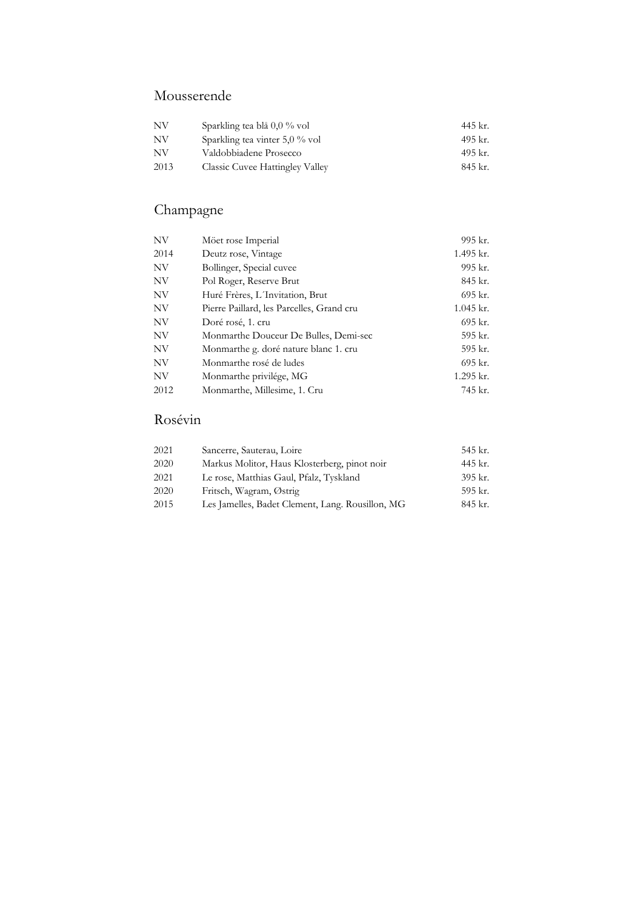## Mousserende

| | | |
|---|---|---|
| NV | Sparkling tea blå 0,0 % vol | 445 kr. |
| NV | Sparkling tea vinter 5,0 % vol | 495 kr. |
| NV | Valdobbiadene Prosecco | 495 kr. |
| 2013 | Classic Cuvee Hattingley Valley | 845 kr. |

## Champagne

| | | |
|---|---|---|
| NV | Möet rose Imperial | 995 kr. |
| 2014 | Deutz rose, Vintage | 1.495 kr. |
| NV | Bollinger, Special cuvee | 995 kr. |
| NV | Pol Roger, Reserve Brut | 845 kr. |
| NV | Huré Frères, L´Invitation, Brut | 695 kr. |
| NV | Pierre Paillard, les Parcelles, Grand cru | 1.045 kr. |
| NV | Doré rosé, 1. cru | 695 kr. |
| NV | Monmarthe Douceur De Bulles, Demi-sec | 595 kr. |
| NV | Monmarthe g. doré nature blanc 1. cru | 595 kr. |
| NV | Monmarthe rosé de ludes | 695 kr. |
| NV | Monmarthe privilége, MG | 1.295 kr. |
| 2012 | Monmarthe, Millesime, 1. Cru | 745 kr. |

## Rosévin

| | | |
|---|---|---|
| 2021 | Sancerre, Sauterau, Loire | 545 kr. |
| 2020 | Markus Molitor, Haus Klosterberg, pinot noir | 445 kr. |
| 2021 | Le rose, Matthias Gaul, Pfalz, Tyskland | 395 kr. |
| 2020 | Fritsch, Wagram, Østrig | 595 kr. |
| 2015 | Les Jamelles, Badet Clement, Lang. Rousillon, MG | 845 kr. |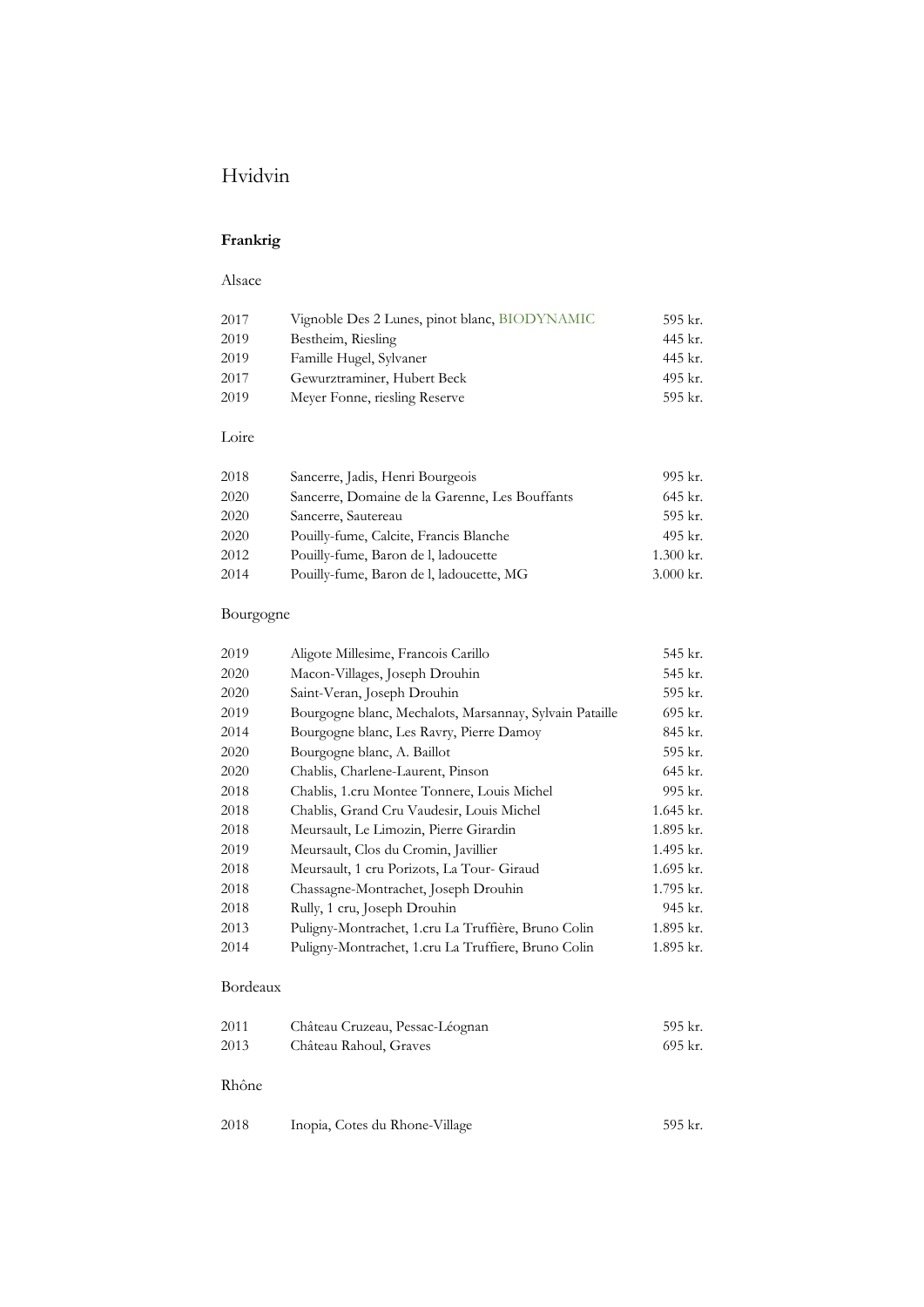# Hvidvin

## Frankrig

### Alsace

| | | |
|---|---|---|
| 2017 | Vignoble Des 2 Lunes, pinot blanc, BIODYNAMIC | 595 kr. |
| 2019 | Bestheim, Riesling | 445 kr. |
| 2019 | Famille Hugel, Sylvaner | 445 kr. |
| 2017 | Gewurztraminer, Hubert Beck | 495 kr. |
| 2019 | Meyer Fonne, riesling Reserve | 595 kr. |

### Loire

| | | |
|---|---|---|
| 2018 | Sancerre, Jadis, Henri Bourgeois | 995 kr. |
| 2020 | Sancerre, Domaine de la Garenne, Les Bouffants | 645 kr. |
| 2020 | Sancerre, Sautereau | 595 kr. |
| 2020 | Pouilly-fume, Calcite, Francis Blanche | 495 kr. |
| 2012 | Pouilly-fume, Baron de l, ladoucette | 1.300 kr. |
| 2014 | Pouilly-fume, Baron de l, ladoucette, MG | 3.000 kr. |

### Bourgogne

| | | |
|---|---|---|
| 2019 | Aligote Millesime, Francois Carillo | 545 kr. |
| 2020 | Macon-Villages, Joseph Drouhin | 545 kr. |
| 2020 | Saint-Veran, Joseph Drouhin | 595 kr. |
| 2019 | Bourgogne blanc, Mechalots, Marsannay, Sylvain Pataille | 695 kr. |
| 2014 | Bourgogne blanc, Les Ravry, Pierre Damoy | 845 kr. |
| 2020 | Bourgogne blanc, A. Baillot | 595 kr. |
| 2020 | Chablis, Charlene-Laurent, Pinson | 645 kr. |
| 2018 | Chablis, 1.cru Montee Tonnere, Louis Michel | 995 kr. |
| 2018 | Chablis, Grand Cru Vaudesir, Louis Michel | 1.645 kr. |
| 2018 | Meursault, Le Limozin, Pierre Girardin | 1.895 kr. |
| 2019 | Meursault, Clos du Cromin, Javillier | 1.495 kr. |
| 2018 | Meursault, 1 cru Porizots, La Tour- Giraud | 1.695 kr. |
| 2018 | Chassagne-Montrachet, Joseph Drouhin | 1.795 kr. |
| 2018 | Rully, 1 cru, Joseph Drouhin | 945 kr. |
| 2013 | Puligny-Montrachet, 1.cru La Truffière, Bruno Colin | 1.895 kr. |
| 2014 | Puligny-Montrachet, 1.cru La Truffiere, Bruno Colin | 1.895 kr. |

### Bordeaux

| | | |
|---|---|---|
| 2011 | Château Cruzeau, Pessac-Léognan | 595 kr. |
| 2013 | Château Rahoul, Graves | 695 kr. |

### Rhône

| | | |
|---|---|---|
| 2018 | Inopia, Cotes du Rhone-Village | 595 kr. |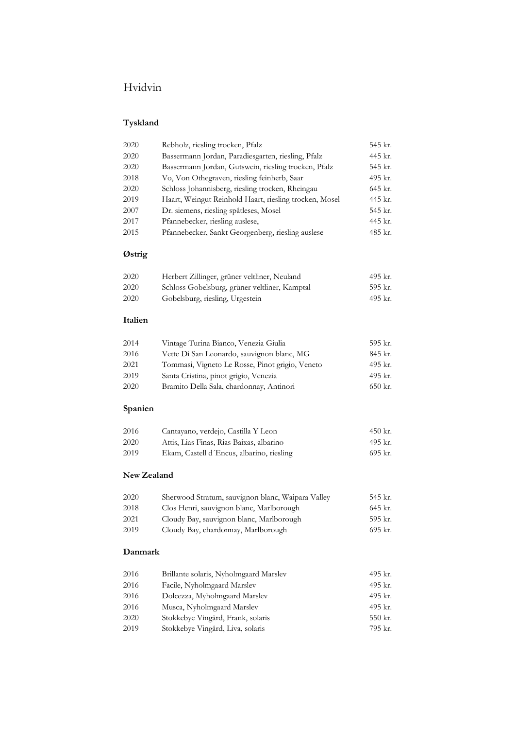# Hvidvin

## Tyskland

| | | |
|---|---|---|
| 2020 | Rebholz, riesling trocken, Pfalz | 545 kr. |
| 2020 | Bassermann Jordan, Paradiesgarten, riesling, Pfalz | 445 kr. |
| 2020 | Bassermann Jordan, Gutswein, riesling trocken, Pfalz | 545 kr. |
| 2018 | Vo, Von Othegraven, riesling feinherb, Saar | 495 kr. |
| 2020 | Schloss Johannisberg, riesling trocken, Rheingau | 645 kr. |
| 2019 | Haart, Weingut Reinhold Haart, riesling trocken, Mosel | 445 kr. |
| 2007 | Dr. siemens, riesling spåtleses, Mosel | 545 kr. |
| 2017 | Pfannebecker, riesling auslese, | 445 kr. |
| 2015 | Pfannebecker, Sankt Georgenberg, riesling auslese | 485 kr. |

## Østrig

| | | |
|---|---|---|
| 2020 | Herbert Zillinger, grüner veltliner, Neuland | 495 kr. |
| 2020 | Schloss Gobelsburg, grüner veltliner, Kamptal | 595 kr. |
| 2020 | Gobelsburg, riesling, Urgestein | 495 kr. |

## Italien

| | | |
|---|---|---|
| 2014 | Vintage Turina Bianco, Venezia Giulia | 595 kr. |
| 2016 | Vette Di San Leonardo, sauvignon blanc, MG | 845 kr. |
| 2021 | Tommasi, Vigneto Le Rosse, Pinot grigio, Veneto | 495 kr. |
| 2019 | Santa Cristina, pinot grigio, Venezia | 495 kr. |
| 2020 | Bramito Della Sala, chardonnay, Antinori | 650 kr. |

## Spanien

| | | |
|---|---|---|
| 2016 | Cantayano, verdejo, Castilla Y Leon | 450 kr. |
| 2020 | Attis, Lias Finas, Rias Baixas, albarino | 495 kr. |
| 2019 | Ekam, Castell d´Encus, albarino, riesling | 695 kr. |

## New Zealand

| | | |
|---|---|---|
| 2020 | Sherwood Stratum, sauvignon blanc, Waipara Valley | 545 kr. |
| 2018 | Clos Henri, sauvignon blanc, Marlborough | 645 kr. |
| 2021 | Cloudy Bay, sauvignon blanc, Marlborough | 595 kr. |
| 2019 | Cloudy Bay, chardonnay, Marlborough | 695 kr. |

## Danmark

| | | |
|---|---|---|
| 2016 | Brillante solaris, Nyholmgaard Marslev | 495 kr. |
| 2016 | Facile, Nyholmgaard Marslev | 495 kr. |
| 2016 | Dolcezza, Myholmgaard Marslev | 495 kr. |
| 2016 | Musca, Nyholmgaard Marslev | 495 kr. |
| 2020 | Stokkebye Vingård, Frank, solaris | 550 kr. |
| 2019 | Stokkebye Vingård, Liva, solaris | 795 kr. |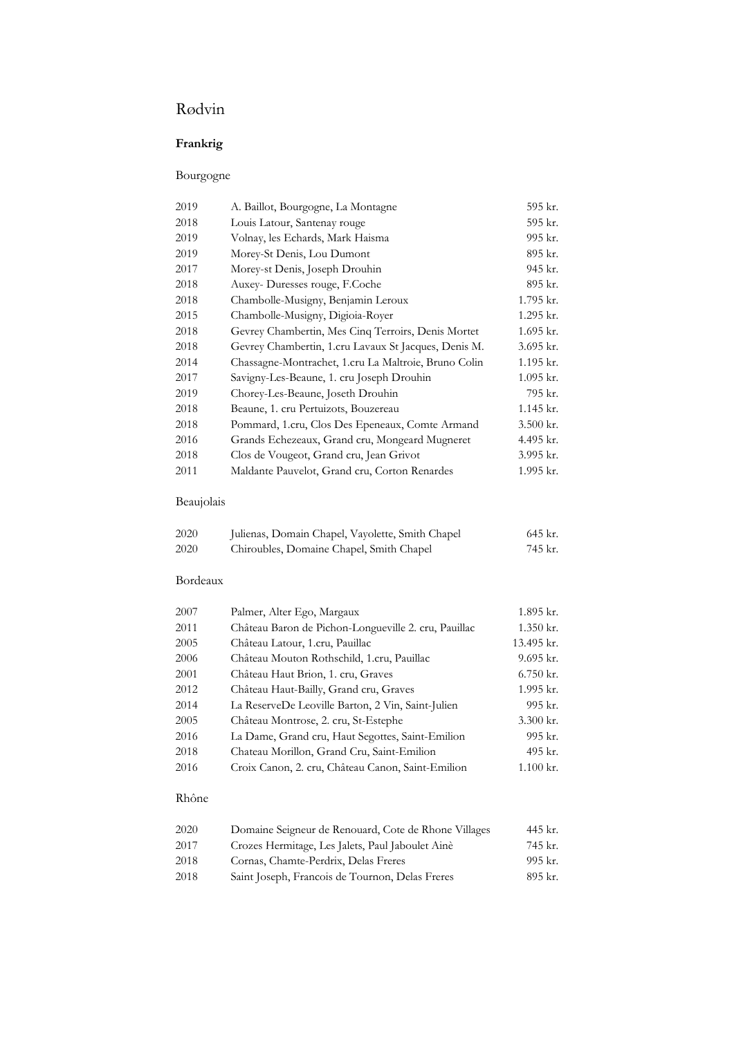# Rødvin

## Frankrig

### Bourgogne

| | | |
|---|---|---|
| 2019 | A. Baillot, Bourgogne, La Montagne | 595 kr. |
| 2018 | Louis Latour, Santenay rouge | 595 kr. |
| 2019 | Volnay, les Echards, Mark Haisma | 995 kr. |
| 2019 | Morey-St Denis, Lou Dumont | 895 kr. |
| 2017 | Morey-st Denis, Joseph Drouhin | 945 kr. |
| 2018 | Auxey- Duresses rouge, F.Coche | 895 kr. |
| 2018 | Chambolle-Musigny, Benjamin Leroux | 1.795 kr. |
| 2015 | Chambolle-Musigny, Digioia-Royer | 1.295 kr. |
| 2018 | Gevrey Chambertin, Mes Cinq Terroirs, Denis Mortet | 1.695 kr. |
| 2018 | Gevrey Chambertin, 1.cru Lavaux St Jacques, Denis M. | 3.695 kr. |
| 2014 | Chassagne-Montrachet, 1.cru La Maltroie, Bruno Colin | 1.195 kr. |
| 2017 | Savigny-Les-Beaune, 1. cru Joseph Drouhin | 1.095 kr. |
| 2019 | Chorey-Les-Beaune, Joseth Drouhin | 795 kr. |
| 2018 | Beaune, 1. cru Pertuizots, Bouzereau | 1.145 kr. |
| 2018 | Pommard, 1.cru, Clos Des Epeneaux, Comte Armand | 3.500 kr. |
| 2016 | Grands Echezeaux, Grand cru, Mongeard Mugneret | 4.495 kr. |
| 2018 | Clos de Vougeot, Grand cru, Jean Grivot | 3.995 kr. |
| 2011 | Maldante Pauvelot, Grand cru, Corton Renardes | 1.995 kr. |

### Beaujolais

| | | |
|---|---|---|
| 2020 | Julienas, Domain Chapel, Vayolette, Smith Chapel | 645 kr. |
| 2020 | Chiroubles, Domaine Chapel, Smith Chapel | 745 kr. |

### Bordeaux

| | | |
|---|---|---|
| 2007 | Palmer, Alter Ego, Margaux | 1.895 kr. |
| 2011 | Château Baron de Pichon-Longueville 2. cru, Pauillac | 1.350 kr. |
| 2005 | Château Latour, 1.cru, Pauillac | 13.495 kr. |
| 2006 | Château Mouton Rothschild, 1.cru, Pauillac | 9.695 kr. |
| 2001 | Château Haut Brion, 1. cru, Graves | 6.750 kr. |
| 2012 | Château Haut-Bailly, Grand cru, Graves | 1.995 kr. |
| 2014 | La ReserveDe Leoville Barton, 2 Vin, Saint-Julien | 995 kr. |
| 2005 | Château Montrose, 2. cru, St-Estephe | 3.300 kr. |
| 2016 | La Dame, Grand cru, Haut Segottes, Saint-Emilion | 995 kr. |
| 2018 | Chateau Morillon, Grand Cru, Saint-Emilion | 495 kr. |
| 2016 | Croix Canon, 2. cru, Château Canon, Saint-Emilion | 1.100 kr. |

### Rhône

| | | |
|---|---|---|
| 2020 | Domaine Seigneur de Renouard, Cote de Rhone Villages | 445 kr. |
| 2017 | Crozes Hermitage, Les Jalets, Paul Jaboulet Ainè | 745 kr. |
| 2018 | Cornas, Chamte-Perdrix, Delas Freres | 995 kr. |
| 2018 | Saint Joseph, Francois de Tournon, Delas Freres | 895 kr. |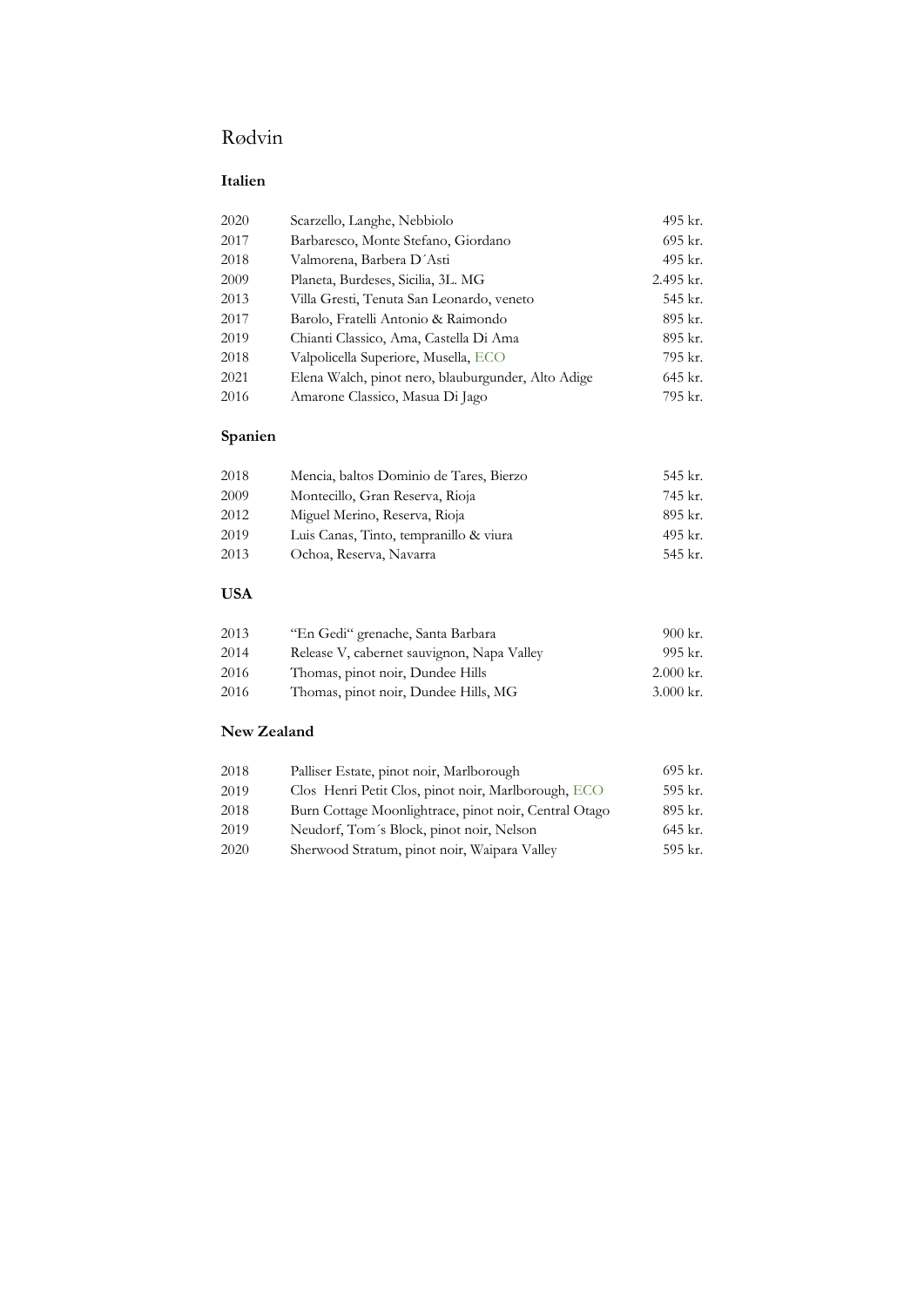# Rødvin

## Italien

| | | |
|---|---|---|
| 2020 | Scarzello, Langhe, Nebbiolo | 495 kr. |
| 2017 | Barbaresco, Monte Stefano, Giordano | 695 kr. |
| 2018 | Valmorena, Barbera D´Asti | 495 kr. |
| 2009 | Planeta, Burdeses, Sicilia, 3L. MG | 2.495 kr. |
| 2013 | Villa Gresti, Tenuta San Leonardo, veneto | 545 kr. |
| 2017 | Barolo, Fratelli Antonio & Raimondo | 895 kr. |
| 2019 | Chianti Classico, Ama, Castella Di Ama | 895 kr. |
| 2018 | Valpolicella Superiore, Musella, ECO | 795 kr. |
| 2021 | Elena Walch, pinot nero, blauburgunder, Alto Adige | 645 kr. |
| 2016 | Amarone Classico, Masua Di Jago | 795 kr. |

## Spanien

| | | |
|---|---|---|
| 2018 | Mencia, baltos Dominio de Tares, Bierzo | 545 kr. |
| 2009 | Montecillo, Gran Reserva, Rioja | 745 kr. |
| 2012 | Miguel Merino, Reserva, Rioja | 895 kr. |
| 2019 | Luis Canas, Tinto, tempranillo & viura | 495 kr. |
| 2013 | Ochoa, Reserva, Navarra | 545 kr. |

## USA

| | | |
|---|---|---|
| 2013 | "En Gedi" grenache, Santa Barbara | 900 kr. |
| 2014 | Release V, cabernet sauvignon, Napa Valley | 995 kr. |
| 2016 | Thomas, pinot noir, Dundee Hills | 2.000 kr. |
| 2016 | Thomas, pinot noir, Dundee Hills, MG | 3.000 kr. |

## New Zealand

| | | |
|---|---|---|
| 2018 | Palliser Estate, pinot noir, Marlborough | 695 kr. |
| 2019 | Clos Henri Petit Clos, pinot noir, Marlborough, ECO | 595 kr. |
| 2018 | Burn Cottage Moonlightrace, pinot noir, Central Otago | 895 kr. |
| 2019 | Neudorf, Tom´s Block, pinot noir, Nelson | 645 kr. |
| 2020 | Sherwood Stratum, pinot noir, Waipara Valley | 595 kr. |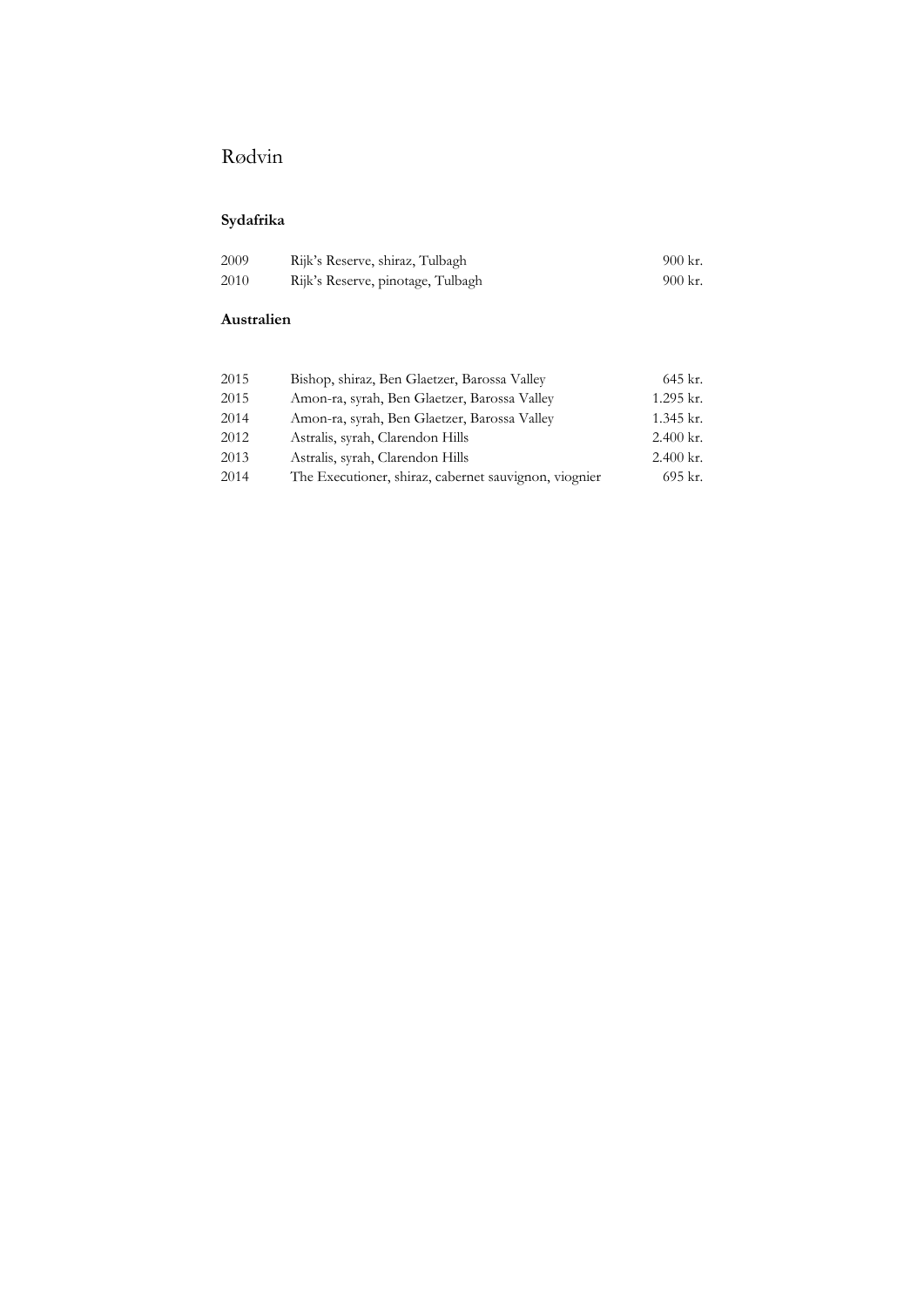# Rødvin

### Sydafrika

| | | |
|---|---|---|
| 2009 | Rijk's Reserve, shiraz, Tulbagh | 900 kr. |
| 2010 | Rijk's Reserve, pinotage, Tulbagh | 900 kr. |

### Australien

| | | |
|---|---|---|
| 2015 | Bishop, shiraz, Ben Glaetzer, Barossa Valley | 645 kr. |
| 2015 | Amon-ra, syrah, Ben Glaetzer, Barossa Valley | 1.295 kr. |
| 2014 | Amon-ra, syrah, Ben Glaetzer, Barossa Valley | 1.345 kr. |
| 2012 | Astralis, syrah, Clarendon Hills | 2.400 kr. |
| 2013 | Astralis, syrah, Clarendon Hills | 2.400 kr. |
| 2014 | The Executioner, shiraz, cabernet sauvignon, viognier | 695 kr. |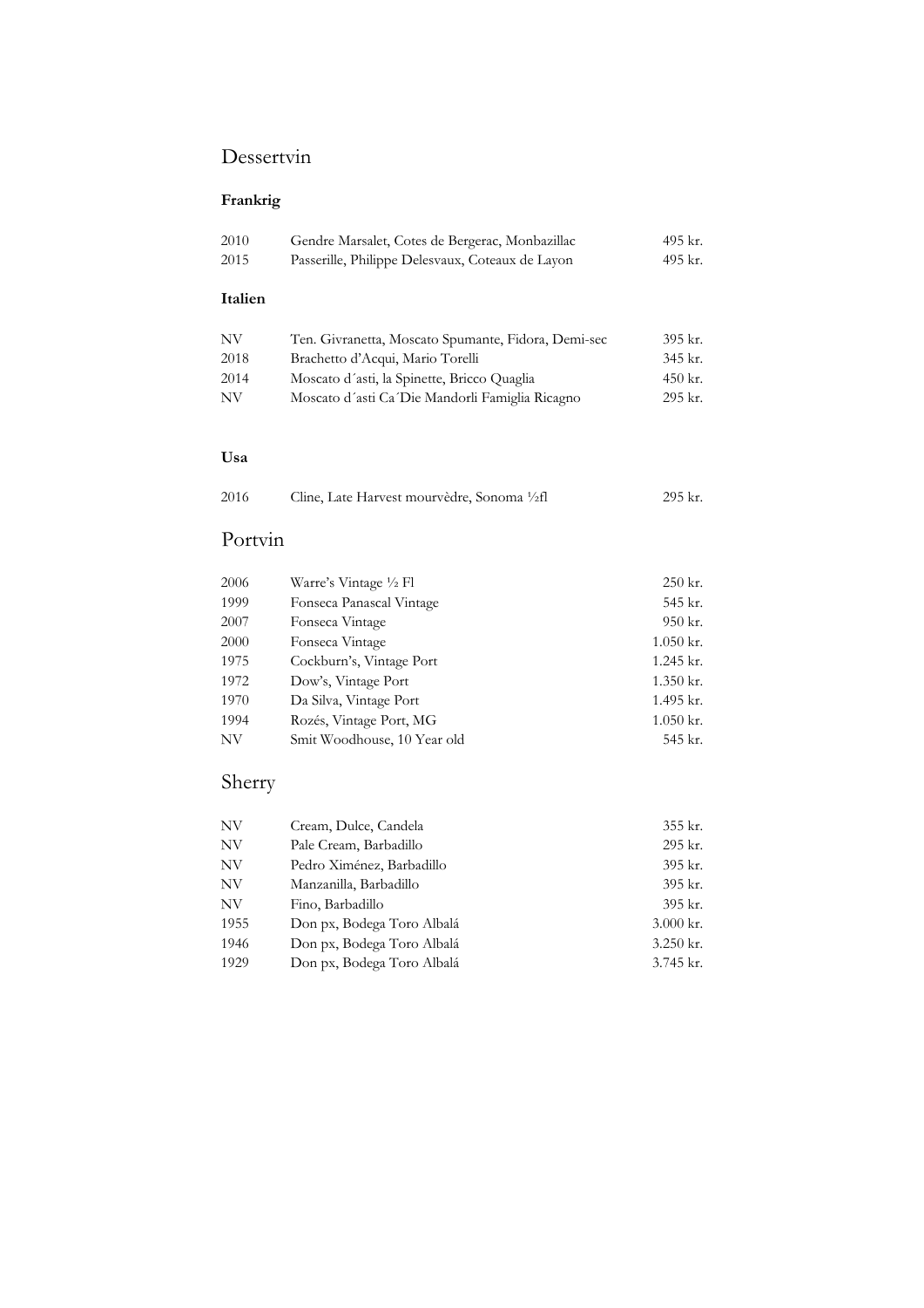# Dessertvin

### Frankrig

| | | |
|---|---|---|
| 2010 | Gendre Marsalet, Cotes de Bergerac, Monbazillac | 495 kr. |
| 2015 | Passerille, Philippe Delesvaux, Coteaux de Layon | 495 kr. |

### Italien

| | | |
|---|---|---|
| NV | Ten. Givranetta, Moscato Spumante, Fidora, Demi-sec | 395 kr. |
| 2018 | Brachetto d'Acqui, Mario Torelli | 345 kr. |
| 2014 | Moscato d´asti, la Spinette, Bricco Quaglia | 450 kr. |
| NV | Moscato d´asti Ca´Die Mandorli Famiglia Ricagno | 295 kr. |

### Usa

| | | |
|---|---|---|
| 2016 | Cline, Late Harvest mourvèdre, Sonoma ½fl | 295 kr. |

# Portvin

| | | |
|---|---|---|
| 2006 | Warre's Vintage ½ Fl | 250 kr. |
| 1999 | Fonseca Panascal Vintage | 545 kr. |
| 2007 | Fonseca Vintage | 950 kr. |
| 2000 | Fonseca Vintage | 1.050 kr. |
| 1975 | Cockburn's, Vintage Port | 1.245 kr. |
| 1972 | Dow's, Vintage Port | 1.350 kr. |
| 1970 | Da Silva, Vintage Port | 1.495 kr. |
| 1994 | Rozés, Vintage Port, MG | 1.050 kr. |
| NV | Smit Woodhouse, 10 Year old | 545 kr. |

# Sherry

| | | |
|---|---|---|
| NV | Cream, Dulce, Candela | 355 kr. |
| NV | Pale Cream, Barbadillo | 295 kr. |
| NV | Pedro Ximénez, Barbadillo | 395 kr. |
| NV | Manzanilla, Barbadillo | 395 kr. |
| NV | Fino, Barbadillo | 395 kr. |
| 1955 | Don px, Bodega Toro Albalá | 3.000 kr. |
| 1946 | Don px, Bodega Toro Albalá | 3.250 kr. |
| 1929 | Don px, Bodega Toro Albalá | 3.745 kr. |